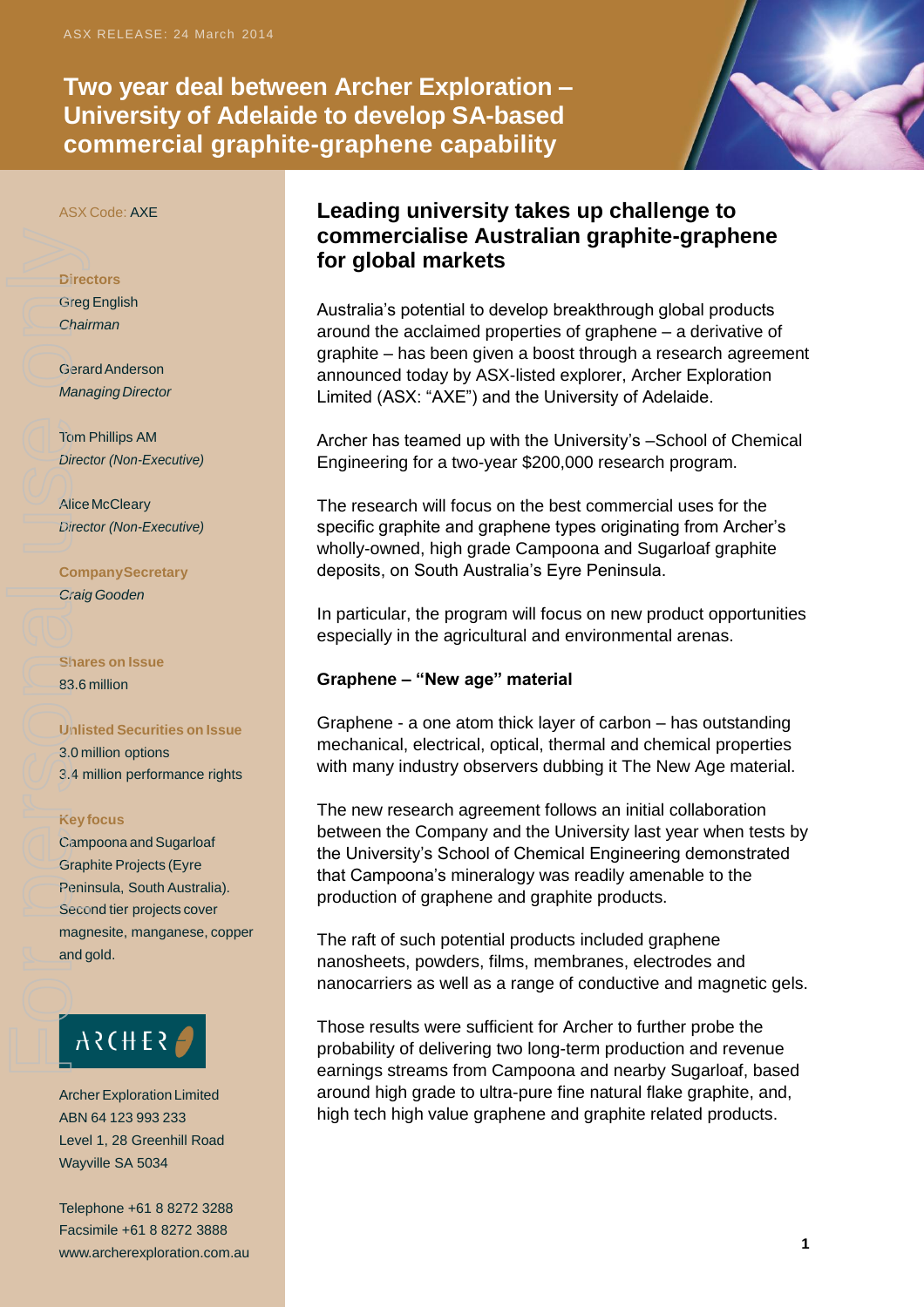ASX RELEASE: 24 March 2014

# Two year deal between Archer Exploration – University of Adelaide to develop SA-based commercial graphite-graphene capability

ASX Code: AXE

**Directors**
Greg English
*Chairman*

Gerard Anderson
*Managing Director*

Tom Phillips AM
*Director (Non-Executive)*

Alice McCleary
*Director (Non-Executive)*

**Company Secretary**
*Craig Gooden*

**Shares on Issue**
83.6 million

**Unlisted Securities on Issue**
3.0 million options
3.4 million performance rights

**Key focus**
Campoona and Sugarloaf Graphite Projects (Eyre Peninsula, South Australia). Second tier projects cover magnesite, manganese, copper and gold.

ARCHER

Archer Exploration Limited
ABN 64 123 993 233
Level 1, 28 Greenhill Road
Wayville SA 5034

Telephone +61 8 8272 3288
Facsimile +61 8 8272 3888
www.archerexploration.com.au

## Leading university takes up challenge to commercialise Australian graphite-graphene for global markets

Australia's potential to develop breakthrough global products around the acclaimed properties of graphene – a derivative of graphite – has been given a boost through a research agreement announced today by ASX-listed explorer, Archer Exploration Limited (ASX: "AXE") and the University of Adelaide.

Archer has teamed up with the University's –School of Chemical Engineering for a two-year $200,000 research program.

The research will focus on the best commercial uses for the specific graphite and graphene types originating from Archer's wholly-owned, high grade Campoona and Sugarloaf graphite deposits, on South Australia's Eyre Peninsula.

In particular, the program will focus on new product opportunities especially in the agricultural and environmental arenas.

**Graphene – "New age" material**

Graphene - a one atom thick layer of carbon – has outstanding mechanical, electrical, optical, thermal and chemical properties with many industry observers dubbing it The New Age material.

The new research agreement follows an initial collaboration between the Company and the University last year when tests by the University's School of Chemical Engineering demonstrated that Campoona's mineralogy was readily amenable to the production of graphene and graphite products.

The raft of such potential products included graphene nanosheets, powders, films, membranes, electrodes and nanocarriers as well as a range of conductive and magnetic gels.

Those results were sufficient for Archer to further probe the probability of delivering two long-term production and revenue earnings streams from Campoona and nearby Sugarloaf, based around high grade to ultra-pure fine natural flake graphite, and, high tech high value graphene and graphite related products.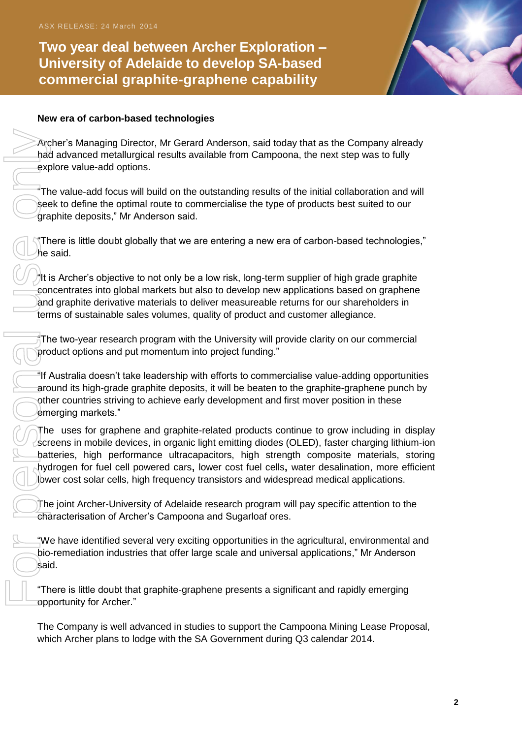ASX RELEASE: 24 March 2014

# Two year deal between Archer Exploration – University of Adelaide to develop SA-based commercial graphite-graphene capability

**New era of carbon-based technologies**

Archer's Managing Director, Mr Gerard Anderson, said today that as the Company already had advanced metallurgical results available from Campoona, the next step was to fully explore value-add options.

"The value-add focus will build on the outstanding results of the initial collaboration and will seek to define the optimal route to commercialise the type of products best suited to our graphite deposits," Mr Anderson said.

"There is little doubt globally that we are entering a new era of carbon-based technologies," he said.

"It is Archer's objective to not only be a low risk, long-term supplier of high grade graphite concentrates into global markets but also to develop new applications based on graphene and graphite derivative materials to deliver measureable returns for our shareholders in terms of sustainable sales volumes, quality of product and customer allegiance.

"The two-year research program with the University will provide clarity on our commercial product options and put momentum into project funding."

"If Australia doesn't take leadership with efforts to commercialise value-adding opportunities around its high-grade graphite deposits, it will be beaten to the graphite-graphene punch by other countries striving to achieve early development and first mover position in these emerging markets."

The uses for graphene and graphite-related products continue to grow including in display screens in mobile devices, in organic light emitting diodes (OLED), faster charging lithium-ion batteries, high performance ultracapacitors, high strength composite materials, storing hydrogen for fuel cell powered cars, lower cost fuel cells, water desalination, more efficient lower cost solar cells, high frequency transistors and widespread medical applications.

The joint Archer-University of Adelaide research program will pay specific attention to the characterisation of Archer's Campoona and Sugarloaf ores.

"We have identified several very exciting opportunities in the agricultural, environmental and bio-remediation industries that offer large scale and universal applications," Mr Anderson said.

"There is little doubt that graphite-graphene presents a significant and rapidly emerging opportunity for Archer."

The Company is well advanced in studies to support the Campoona Mining Lease Proposal, which Archer plans to lodge with the SA Government during Q3 calendar 2014.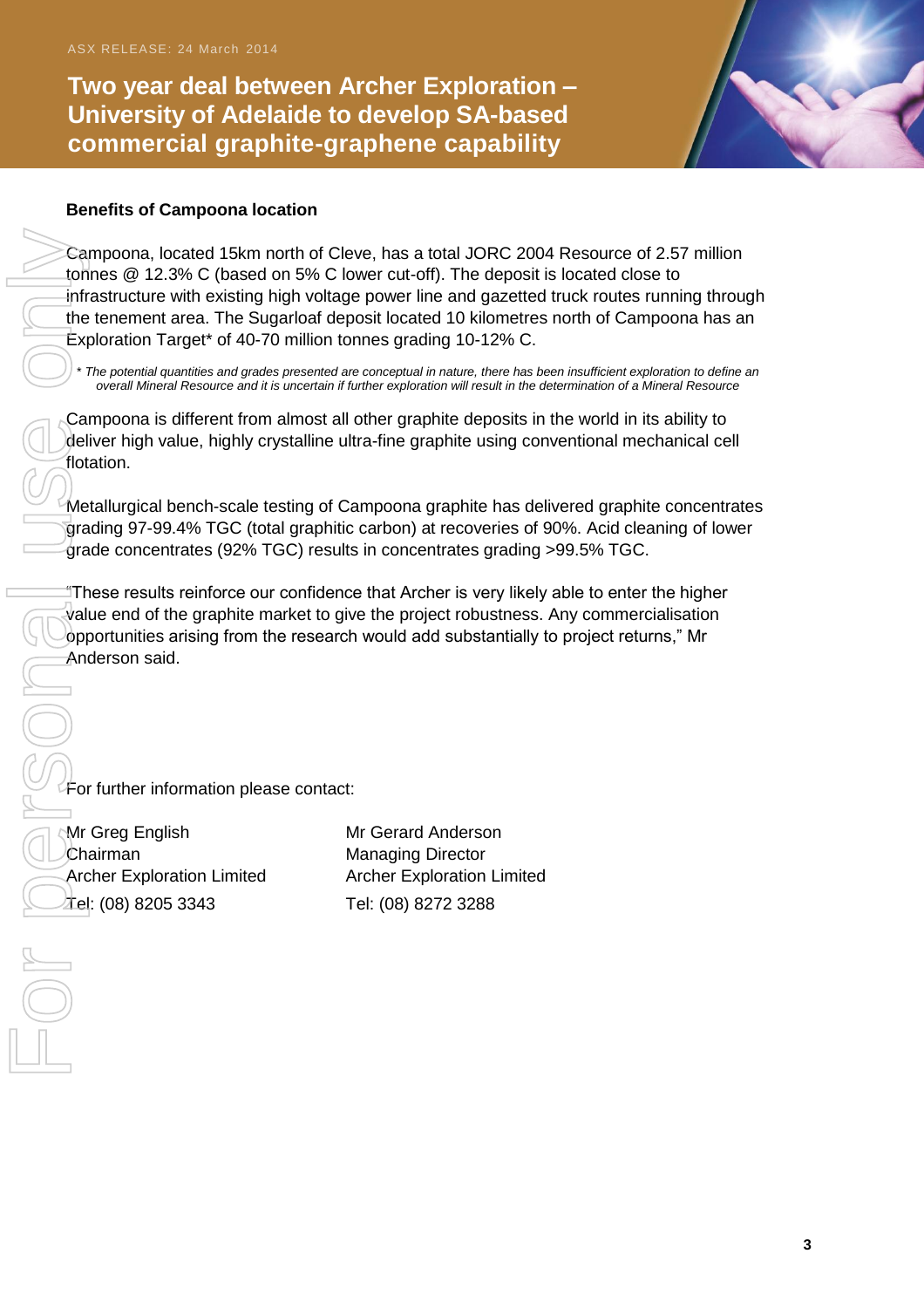## Benefits of Campoona location

Campoona, located 15km north of Cleve, has a total JORC 2004 Resource of 2.57 million tonnes @ 12.3% C (based on 5% C lower cut-off). The deposit is located close to infrastructure with existing high voltage power line and gazetted truck routes running through the tenement area. The Sugarloaf deposit located 10 kilometres north of Campoona has an Exploration Target* of 40-70 million tonnes grading 10-12% C.

*\* The potential quantities and grades presented are conceptual in nature, there has been insufficient exploration to define an overall Mineral Resource and it is uncertain if further exploration will result in the determination of a Mineral Resource*

Campoona is different from almost all other graphite deposits in the world in its ability to deliver high value, highly crystalline ultra-fine graphite using conventional mechanical cell flotation.

Metallurgical bench-scale testing of Campoona graphite has delivered graphite concentrates grading 97-99.4% TGC (total graphitic carbon) at recoveries of 90%. Acid cleaning of lower grade concentrates (92% TGC) results in concentrates grading >99.5% TGC.

"These results reinforce our confidence that Archer is very likely able to enter the higher value end of the graphite market to give the project robustness. Any commercialisation opportunities arising from the research would add substantially to project returns," Mr Anderson said.

For further information please contact:

Mr Greg English
Chairman
Archer Exploration Limited
Tel: (08) 8205 3343

Mr Gerard Anderson
Managing Director
Archer Exploration Limited
Tel: (08) 8272 3288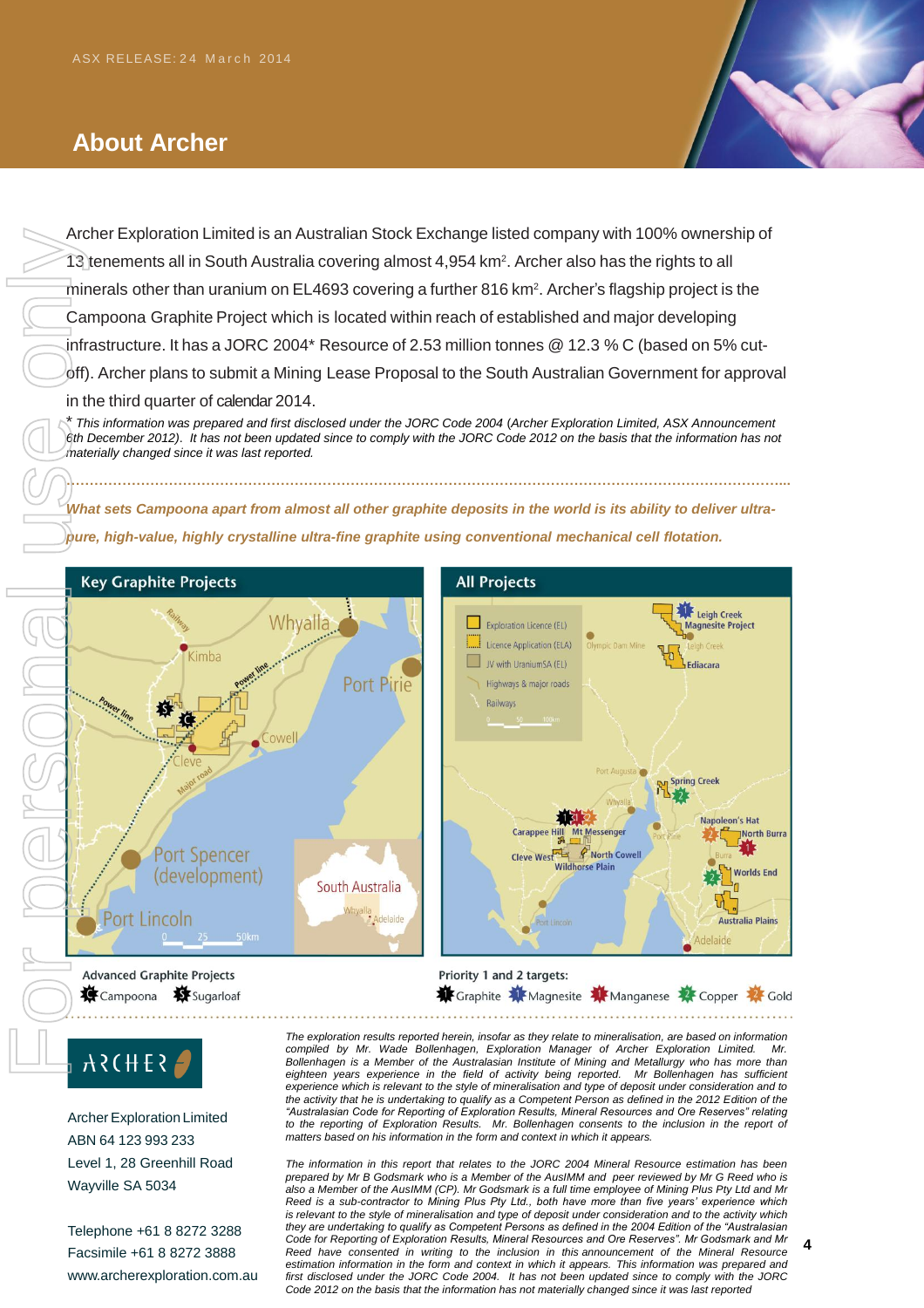ASX RELEASE: 24 March 2014

## About Archer

Archer Exploration Limited is an Australian Stock Exchange listed company with 100% ownership of 13 tenements all in South Australia covering almost 4,954 km². Archer also has the rights to all minerals other than uranium on EL4693 covering a further 816 km². Archer's flagship project is the Campoona Graphite Project which is located within reach of established and major developing infrastructure. It has a JORC 2004* Resource of 2.53 million tonnes @ 12.3 % C (based on 5% cut-off). Archer plans to submit a Mining Lease Proposal to the South Australian Government for approval in the third quarter of calendar 2014.

*\* This information was prepared and first disclosed under the JORC Code 2004 (Archer Exploration Limited, ASX Announcement 6th December 2012). It has not been updated since to comply with the JORC Code 2012 on the basis that the information has not materially changed since it was last reported.*

***What sets Campoona apart from almost all other graphite deposits in the world is its ability to deliver ultra-pure, high-value, highly crystalline ultra-fine graphite using conventional mechanical cell flotation.***

**Key Graphite Projects**

Whyalla
Kimba
Railway
Power line
Port Pirie
Cowell
Cleve
Major road
Port Spencer (development)
Port Lincoln
South Australia
Whyalla
Adelaide
0 25 50km

Advanced Graphite Projects
Campoona
Sugarloaf

**All Projects**

Exploration Licence (EL)
Licence Application (ELA)
JV with UraniumSA (EL)
Highways & major roads
Railways
Olympic Dam Mine
Leigh Creek Magnesite Project
Leigh Creek
Ediacara
Port Augusta
Spring Creek
Whyalla
Carappee Hill
Mt Messenger
Cleve West
North Cowell
Wildhorse Plain
Port Pirie
Napoleon's Hat
North Burra
Burra
Worlds End
Australia Plains
Port Lincoln
Adelaide

Priority 1 and 2 targets:
Graphite Magnesite Manganese Copper Gold

ARCHER

Archer Exploration Limited
ABN 64 123 993 233
Level 1, 28 Greenhill Road
Wayville SA 5034

Telephone +61 8 8272 3288
Facsimile +61 8 8272 3888
www.archerexploration.com.au

*The exploration results reported herein, insofar as they relate to mineralisation, are based on information compiled by Mr. Wade Bollenhagen, Exploration Manager of Archer Exploration Limited. Mr. Bollenhagen is a Member of the Australasian Institute of Mining and Metallurgy who has more than eighteen years experience in the field of activity being reported. Mr Bollenhagen has sufficient experience which is relevant to the style of mineralisation and type of deposit under consideration and to the activity that he is undertaking to qualify as a Competent Person as defined in the 2012 Edition of the "Australasian Code for Reporting of Exploration Results, Mineral Resources and Ore Reserves" relating to the reporting of Exploration Results. Mr. Bollenhagen consents to the inclusion in the report of matters based on his information in the form and context in which it appears.*

*The information in this report that relates to the JORC 2004 Mineral Resource estimation has been prepared by Mr B Godsmark who is a Member of the AusIMM and peer reviewed by Mr G Reed who is also a Member of the AusIMM (CP). Mr Godsmark is a full time employee of Mining Plus Pty Ltd and Mr Reed is a sub-contractor to Mining Plus Pty Ltd., both have more than five years' experience which is relevant to the style of mineralisation and type of deposit under consideration and to the activity which they are undertaking to qualify as Competent Persons as defined in the 2004 Edition of the "Australasian Code for Reporting of Exploration Results, Mineral Resources and Ore Reserves". Mr Godsmark and Mr Reed have consented in writing to the inclusion in this announcement of the Mineral Resource estimation information in the form and context in which it appears. This information was prepared and first disclosed under the JORC Code 2004. It has not been updated since to comply with the JORC Code 2012 on the basis that the information has not materially changed since it was last reported*